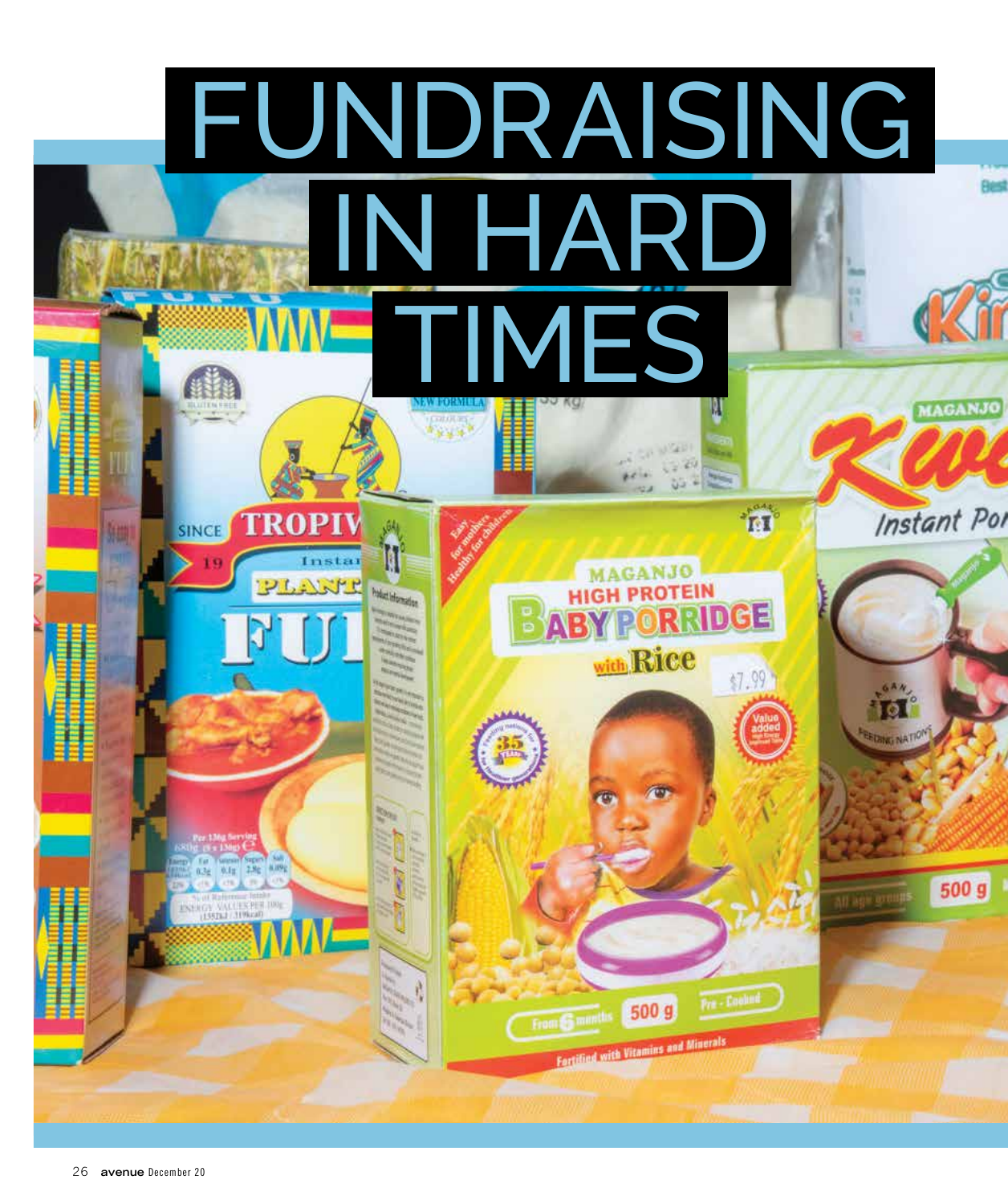# FUNDRAISING IN HARD TIMES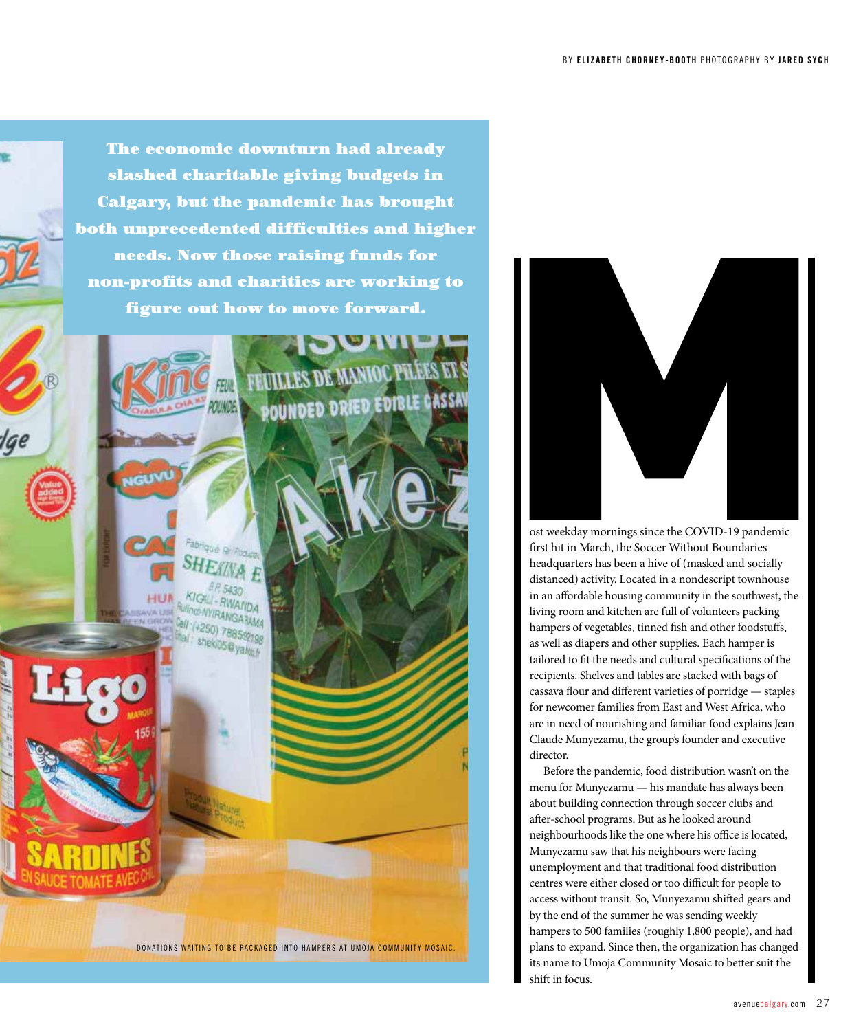BY **ELIZABETH CHORNEY-BOOTH** PHOTOGRAPHY BY **JARED SYCH**

**The economic downturn had already slashed charitable giving budgets in Calgary, but the pandemic has brought both unprecedented difficulties and higher needs. Now those raising funds for non-profits and charities are working to figure out how to move forward.**

DONATIONS WAITING TO BE PACKAGED INTO HAMPERS AT UMOJA COMMUNITY MOSAIC.

Most weekday mornings since the COVID-19 pandemic first hit in March, the Soccer Without Boundaries headquarters has been a hive of (masked and socially distanced) activity. Located in a nondescript townhouse in an affordable housing community in the southwest, the living room and kitchen are full of volunteers packing hampers of vegetables, tinned fish and other foodstuffs, as well as diapers and other supplies. Each hamper is tailored to fit the needs and cultural specifications of the recipients. Shelves and tables are stacked with bags of cassava flour and different varieties of porridge — staples for newcomer families from East and West Africa, who are in need of nourishing and familiar food explains Jean Claude Munyezamu, the group's founder and executive director.

Before the pandemic, food distribution wasn't on the menu for Munyezamu — his mandate has always been about building connection through soccer clubs and after-school programs. But as he looked around neighbourhoods like the one where his office is located, Munyezamu saw that his neighbours were facing unemployment and that traditional food distribution centres were either closed or too difficult for people to access without transit. So, Munyezamu shifted gears and by the end of the summer he was sending weekly hampers to 500 families (roughly 1,800 people), and had plans to expand. Since then, the organization has changed its name to Umoja Community Mosaic to better suit the shift in focus.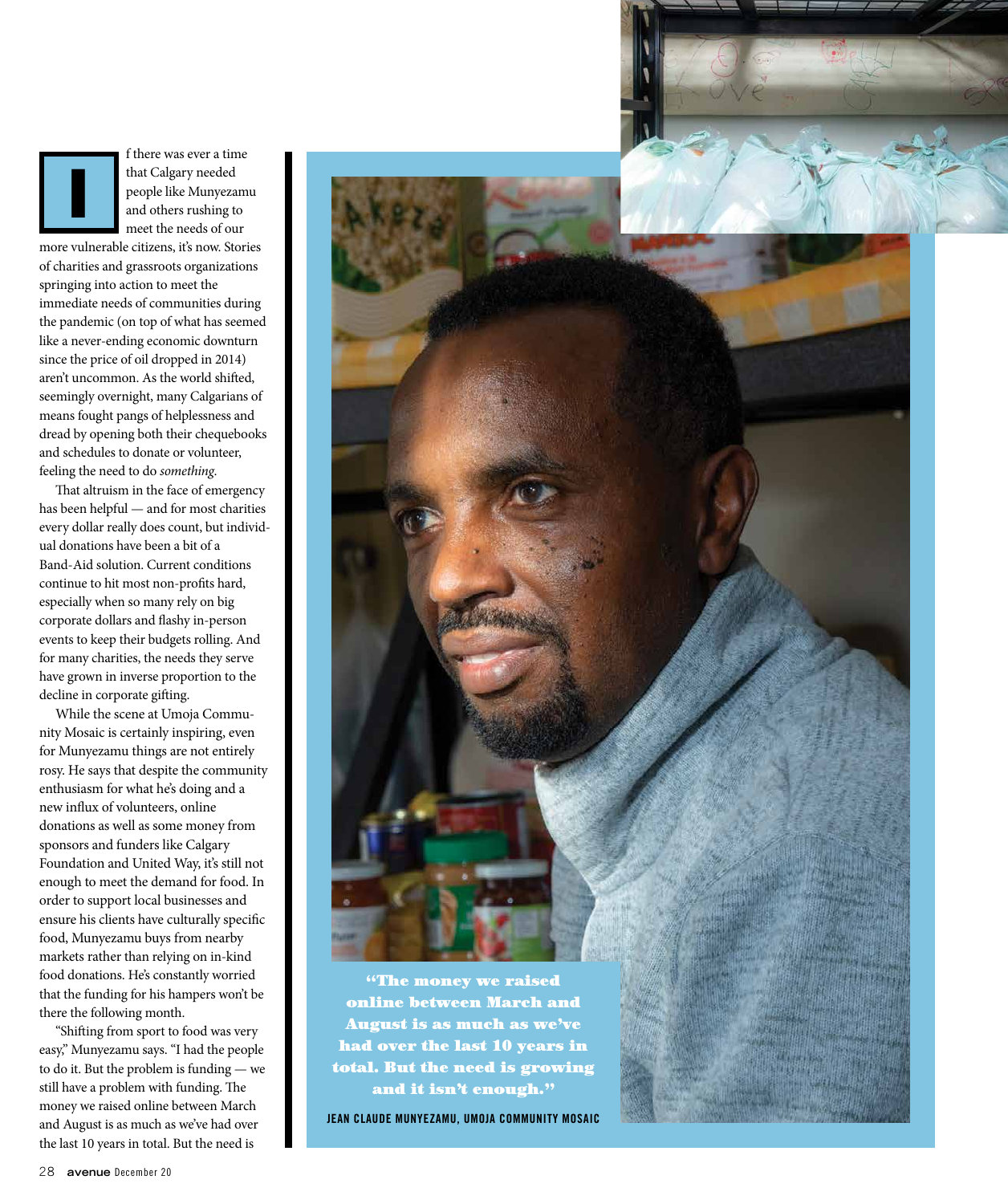If there was ever a time that Calgary needed people like Munyezamu and others rushing to meet the needs of our more vulnerable citizens, it's now. Stories of charities and grassroots organizations springing into action to meet the immediate needs of communities during the pandemic (on top of what has seemed like a never-ending economic downturn since the price of oil dropped in 2014) aren't uncommon. As the world shifted, seemingly overnight, many Calgarians of means fought pangs of helplessness and dread by opening both their chequebooks and schedules to donate or volunteer, feeling the need to do *something*.

That altruism in the face of emergency has been helpful — and for most charities every dollar really does count, but individual donations have been a bit of a Band-Aid solution. Current conditions continue to hit most non-profits hard, especially when so many rely on big corporate dollars and flashy in-person events to keep their budgets rolling. And for many charities, the needs they serve have grown in inverse proportion to the decline in corporate gifting.

While the scene at Umoja Community Mosaic is certainly inspiring, even for Munyezamu things are not entirely rosy. He says that despite the community enthusiasm for what he's doing and a new influx of volunteers, online donations as well as some money from sponsors and funders like Calgary Foundation and United Way, it's still not enough to meet the demand for food. In order to support local businesses and ensure his clients have culturally specific food, Munyezamu buys from nearby markets rather than relying on in-kind food donations. He's constantly worried that the funding for his hampers won't be there the following month.

"Shifting from sport to food was very easy," Munyezamu says. "I had the people to do it. But the problem is funding — we still have a problem with funding. The money we raised online between March and August is as much as we've had over the last 10 years in total. But the need is

**"The money we raised online between March and August is as much as we've had over the last 10 years in total. But the need is growing and it isn't enough."**

JEAN CLAUDE MUNYEZAMU, UMOJA COMMUNITY MOSAIC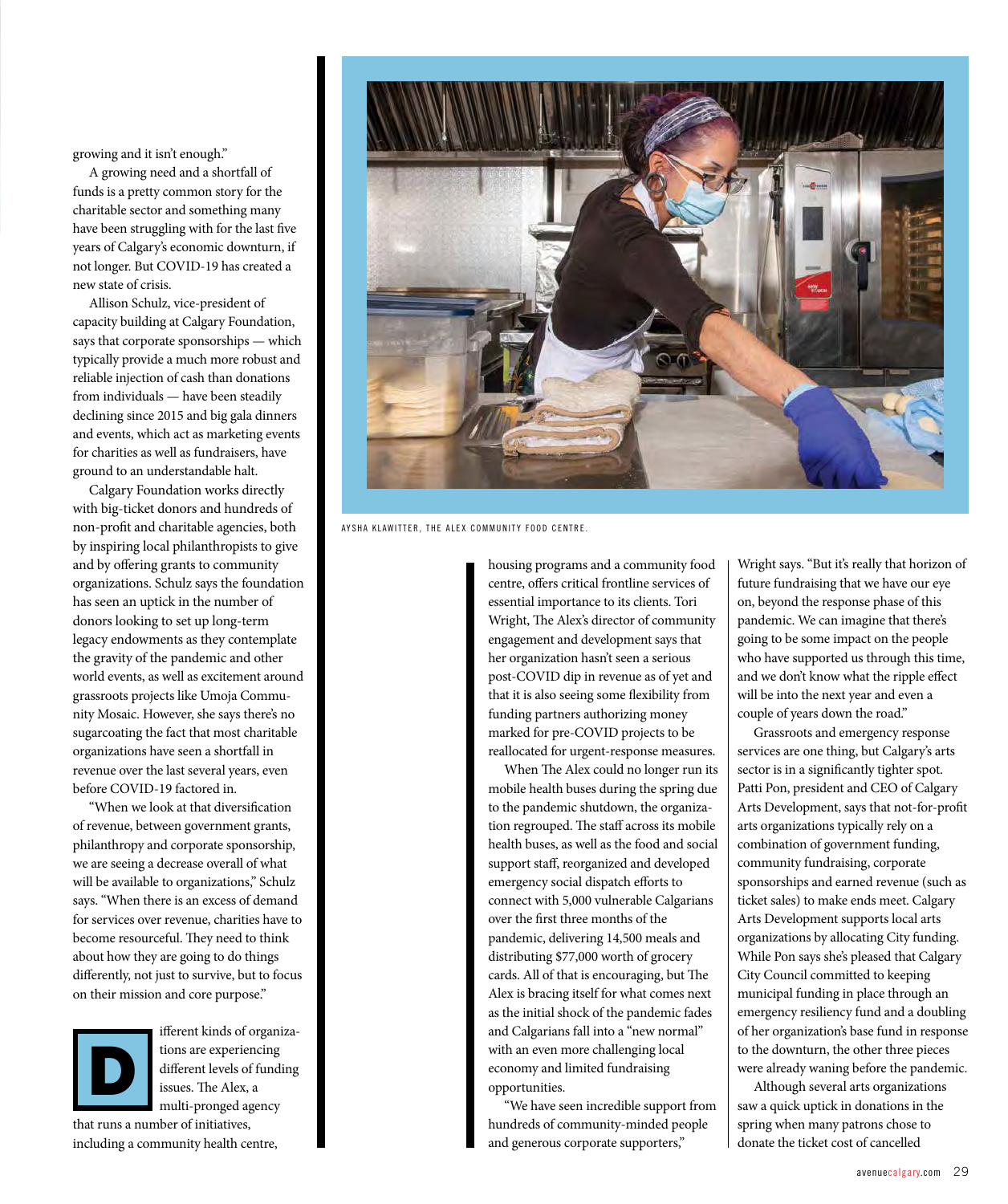growing and it isn't enough."

A growing need and a shortfall of funds is a pretty common story for the charitable sector and something many have been struggling with for the last five years of Calgary's economic downturn, if not longer. But COVID-19 has created a new state of crisis.

Allison Schulz, vice-president of capacity building at Calgary Foundation, says that corporate sponsorships — which typically provide a much more robust and reliable injection of cash than donations from individuals — have been steadily declining since 2015 and big gala dinners and events, which act as marketing events for charities as well as fundraisers, have ground to an understandable halt.

Calgary Foundation works directly with big-ticket donors and hundreds of non-profit and charitable agencies, both by inspiring local philanthropists to give and by offering grants to community organizations. Schulz says the foundation has seen an uptick in the number of donors looking to set up long-term legacy endowments as they contemplate the gravity of the pandemic and other world events, as well as excitement around grassroots projects like Umoja Community Mosaic. However, she says there's no sugarcoating the fact that most charitable organizations have seen a shortfall in revenue over the last several years, even before COVID-19 factored in.

"When we look at that diversification of revenue, between government grants, philanthropy and corporate sponsorship, we are seeing a decrease overall of what will be available to organizations," Schulz says. "When there is an excess of demand for services over revenue, charities have to become resourceful. They need to think about how they are going to do things differently, not just to survive, but to focus on their mission and core purpose."

Different kinds of organizations are experiencing different levels of funding issues. The Alex, a multi-pronged agency that runs a number of initiatives, including a community health centre, housing programs and a community food centre, offers critical frontline services of essential importance to its clients. Tori Wright, The Alex's director of community engagement and development says that her organization hasn't seen a serious post-COVID dip in revenue as of yet and that it is also seeing some flexibility from funding partners authorizing money marked for pre-COVID projects to be reallocated for urgent-response measures.

When The Alex could no longer run its mobile health buses during the spring due to the pandemic shutdown, the organization regrouped. The staff across its mobile health buses, as well as the food and social support staff, reorganized and developed emergency social dispatch efforts to connect with 5,000 vulnerable Calgarians over the first three months of the pandemic, delivering 14,500 meals and distributing $77,000 worth of grocery cards. All of that is encouraging, but The Alex is bracing itself for what comes next as the initial shock of the pandemic fades and Calgarians fall into a "new normal" with an even more challenging local economy and limited fundraising opportunities.

"We have seen incredible support from hundreds of community-minded people and generous corporate supporters," Wright says. "But it's really that horizon of future fundraising that we have our eye on, beyond the response phase of this pandemic. We can imagine that there's going to be some impact on the people who have supported us through this time, and we don't know what the ripple effect will be into the next year and even a couple of years down the road."

Grassroots and emergency response services are one thing, but Calgary's arts sector is in a significantly tighter spot. Patti Pon, president and CEO of Calgary Arts Development, says that not-for-profit arts organizations typically rely on a combination of government funding, community fundraising, corporate sponsorships and earned revenue (such as ticket sales) to make ends meet. Calgary Arts Development supports local arts organizations by allocating City funding. While Pon says she's pleased that Calgary City Council committed to keeping municipal funding in place through an emergency resiliency fund and a doubling of her organization's base fund in response to the downturn, the other three pieces were already waning before the pandemic.

Although several arts organizations saw a quick uptick in donations in the spring when many patrons chose to donate the ticket cost of cancelled

AYSHA KLAWITTER, THE ALEX COMMUNITY FOOD CENTRE.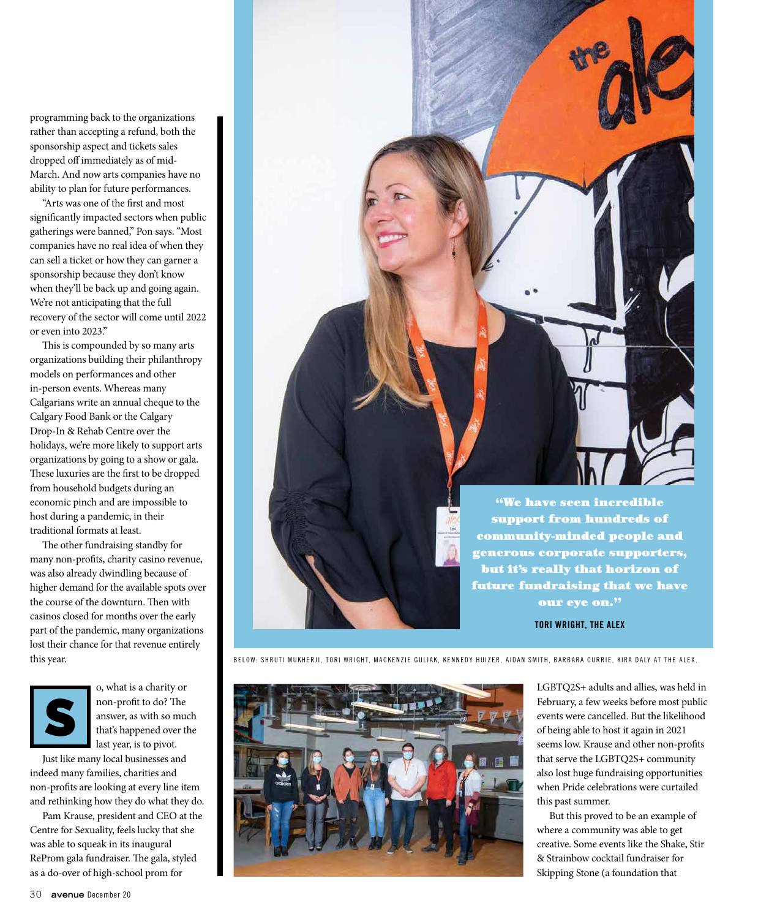programming back to the organizations rather than accepting a refund, both the sponsorship aspect and tickets sales dropped off immediately as of mid-March. And now arts companies have no ability to plan for future performances.

"Arts was one of the first and most significantly impacted sectors when public gatherings were banned," Pon says. "Most companies have no real idea of when they can sell a ticket or how they can garner a sponsorship because they don't know when they'll be back up and going again. We're not anticipating that the full recovery of the sector will come until 2022 or even into 2023."

This is compounded by so many arts organizations building their philanthropy models on performances and other in-person events. Whereas many Calgarians write an annual cheque to the Calgary Food Bank or the Calgary Drop-In & Rehab Centre over the holidays, we're more likely to support arts organizations by going to a show or gala. These luxuries are the first to be dropped from household budgets during an economic pinch and are impossible to host during a pandemic, in their traditional formats at least.

The other fundraising standby for many non-profits, charity casino revenue, was also already dwindling because of higher demand for the available spots over the course of the downturn. Then with casinos closed for months over the early part of the pandemic, many organizations lost their chance for that revenue entirely this year.

> **"We have seen incredible support from hundreds of community-minded people and generous corporate supporters, but it's really that horizon of future fundraising that we have our eye on."**
>
> TORI WRIGHT, THE ALEX

So, what is a charity or non-profit to do? The answer, as with so much that's happened over the last year, is to pivot.

Just like many local businesses and indeed many families, charities and non-profits are looking at every line item and rethinking how they do what they do.

Pam Krause, president and CEO at the Centre for Sexuality, feels lucky that she was able to squeak in its inaugural RePromgala fundraiser. The gala, styled as a do-over of high-school prom for LGBTQ2S+ adults and allies, was held in February, a few weeks before most public events were cancelled. But the likelihood of being able to host it again in 2021 seems low. Krause and other non-profits that serve the LGBTQ2S+ community also lost huge fundraising opportunities when Pride celebrations were curtailed this past summer.

BELOW: SHRUTI MUKHERJI, TORI WRIGHT, MACKENZIE GULIAK, KENNEDY HUIZER, AIDAN SMITH, BARBARA CURRIE, KIRA DALY AT THE ALEX.

But this proved to be an example of where a community was able to get creative. Some events like the Shake, Stir & Strainbow cocktail fundraiser for Skipping Stone (a foundation that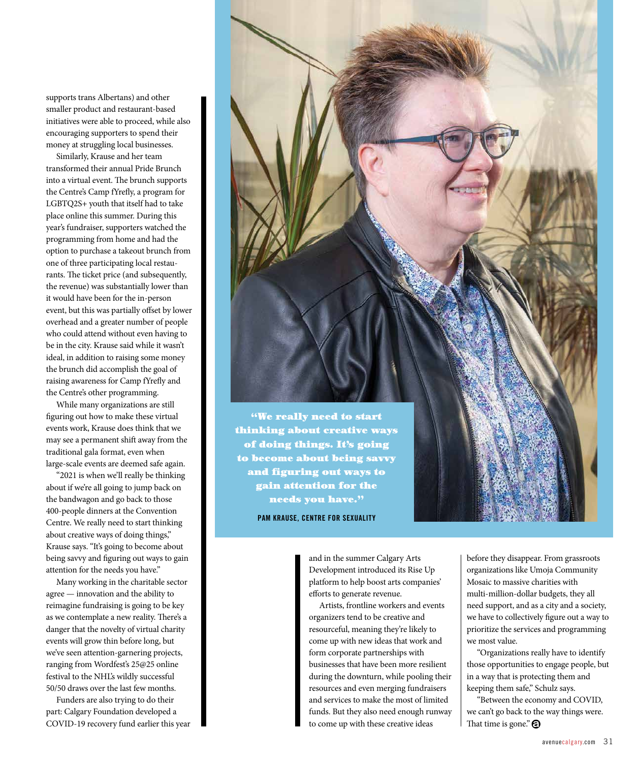supports trans Albertans) and other smaller product and restaurant-based initiatives were able to proceed, while also encouraging supporters to spend their money at struggling local businesses.

Similarly, Krause and her team transformed their annual Pride Brunch into a virtual event. The brunch supports the Centre's Camp fYrefly, a program for LGBTQ2S+ youth that itself had to take place online this summer. During this year's fundraiser, supporters watched the programming from home and had the option to purchase a takeout brunch from one of three participating local restaurants. The ticket price (and subsequently, the revenue) was substantially lower than it would have been for the in-person event, but this was partially offset by lower overhead and a greater number of people who could attend without even having to be in the city. Krause said while it wasn't ideal, in addition to raising some money the brunch did accomplish the goal of raising awareness for Camp fYrefly and the Centre's other programming.

While many organizations are still figuring out how to make these virtual events work, Krause does think that we may see a permanent shift away from the traditional gala format, even when large-scale events are deemed safe again.

"2021 is when we'll really be thinking about if we're all going to jump back on the bandwagon and go back to those 400-people dinners at the Convention Centre. We really need to start thinking about creative ways of doing things," Krause says. "It's going to become about being savvy and figuring out ways to gain attention for the needs you have."

Many working in the charitable sector agree — innovation and the ability to reimagine fundraising is going to be key as we contemplate a new reality. There's a danger that the novelty of virtual charity events will grow thin before long, but we've seen attention-garnering projects, ranging from Wordfest's 25@25 online festival to the NHL's wildly successful 50/50 draws over the last few months.

Funders are also trying to do their part: Calgary Foundation developed a COVID-19 recovery fund earlier this year and in the summer Calgary Arts Development introduced its Rise Up platform to help boost arts companies' efforts to generate revenue.

**"We really need to start thinking about creative ways of doing things. It's going to become about being savvy and figuring out ways to gain attention for the needs you have."**

PAM KRAUSE, CENTRE FOR SEXUALITY

Artists, frontline workers and events organizers tend to be creative and resourceful, meaning they're likely to come up with new ideas that work and form corporate partnerships with businesses that have been more resilient during the downturn, while pooling their resources and even merging fundraisers and services to make the most of limited funds. But they also need enough runway to come up with these creative ideas before they disappear. From grassroots organizations like Umoja Community Mosaic to massive charities with multi-million-dollar budgets, they all need support, and as a city and a society, we have to collectively figure out a way to prioritize the services and programming we most value.

"Organizations really have to identify those opportunities to engage people, but in a way that is protecting them and keeping them safe," Schulz says.

"Between the economy and COVID, we can't go back to the way things were. That time is gone."